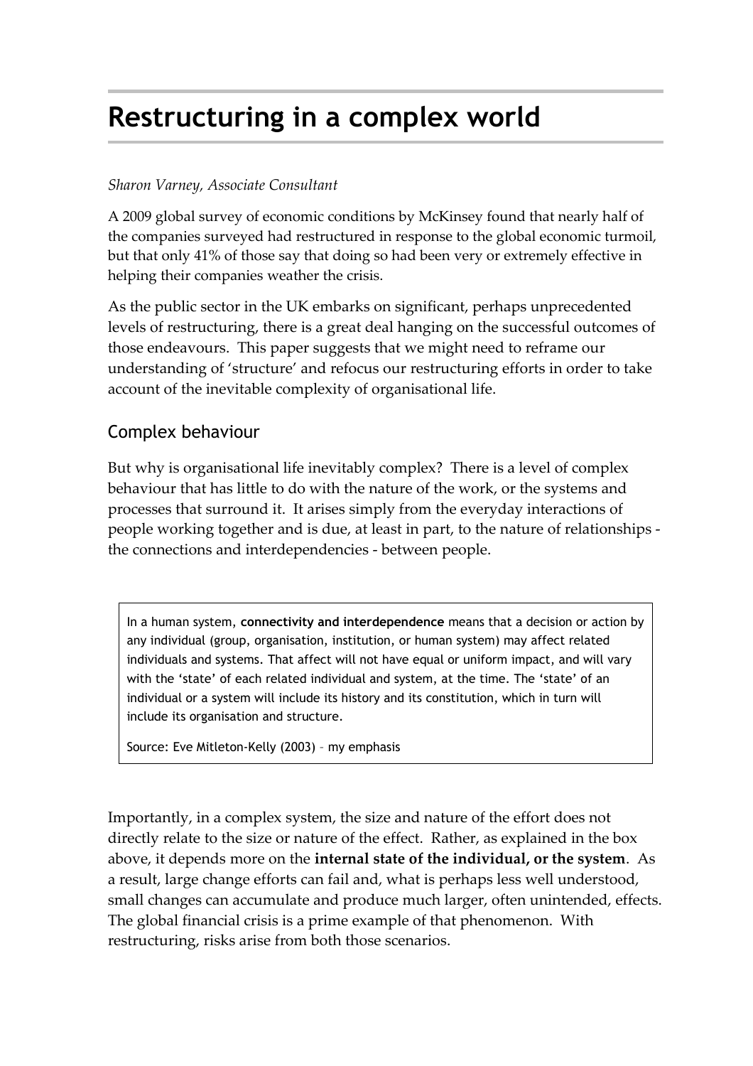# Restructuring in a complex world

*Sharon Varney, Associate Consultant*

A 2009 global survey of economic conditions by McKinsey found that nearly half of the companies surveyed had restructured in response to the global economic turmoil, but that only 41% of those say that doing so had been very or extremely effective in helping their companies weather the crisis.

As the public sector in the UK embarks on significant, perhaps unprecedented levels of restructuring, there is a great deal hanging on the successful outcomes of those endeavours. This paper suggests that we might need to reframe our understanding of 'structure' and refocus our restructuring efforts in order to take account of the inevitable complexity of organisational life.

## Complex behaviour

But why is organisational life inevitably complex? There is a level of complex behaviour that has little to do with the nature of the work, or the systems and processes that surround it. It arises simply from the everyday interactions of people working together and is due, at least in part, to the nature of relationships - the connections and interdependencies - between people.

> In a human system, **connectivity and interdependence** means that a decision or action by any individual (group, organisation, institution, or human system) may affect related individuals and systems. That affect will not have equal or uniform impact, and will vary with the 'state' of each related individual and system, at the time. The 'state' of an individual or a system will include its history and its constitution, which in turn will include its organisation and structure.
>
> Source: Eve Mitleton-Kelly (2003) – my emphasis

Importantly, in a complex system, the size and nature of the effort does not directly relate to the size or nature of the effect. Rather, as explained in the box above, it depends more on the **internal state of the individual, or the system**. As a result, large change efforts can fail and, what is perhaps less well understood, small changes can accumulate and produce much larger, often unintended, effects. The global financial crisis is a prime example of that phenomenon. With restructuring, risks arise from both those scenarios.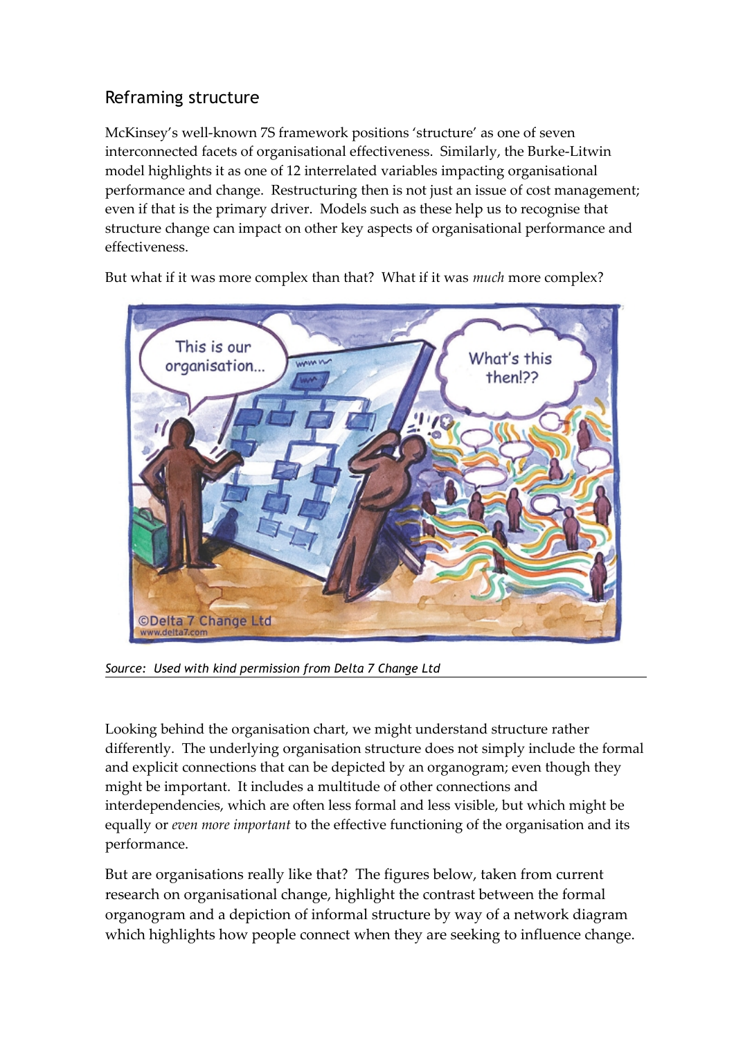## Reframing structure

McKinsey's well-known 7S framework positions 'structure' as one of seven interconnected facets of organisational effectiveness. Similarly, the Burke-Litwin model highlights it as one of 12 interrelated variables impacting organisational performance and change. Restructuring then is not just an issue of cost management; even if that is the primary driver. Models such as these help us to recognise that structure change can impact on other key aspects of organisational performance and effectiveness.

But what if it was more complex than that? What if it was *much* more complex?

*Source: Used with kind permission from Delta 7 Change Ltd*

Looking behind the organisation chart, we might understand structure rather differently. The underlying organisation structure does not simply include the formal and explicit connections that can be depicted by an organogram; even though they might be important. It includes a multitude of other connections and interdependencies, which are often less formal and less visible, but which might be equally or *even more important* to the effective functioning of the organisation and its performance.

But are organisations really like that? The figures below, taken from current research on organisational change, highlight the contrast between the formal organogram and a depiction of informal structure by way of a network diagram which highlights how people connect when they are seeking to influence change.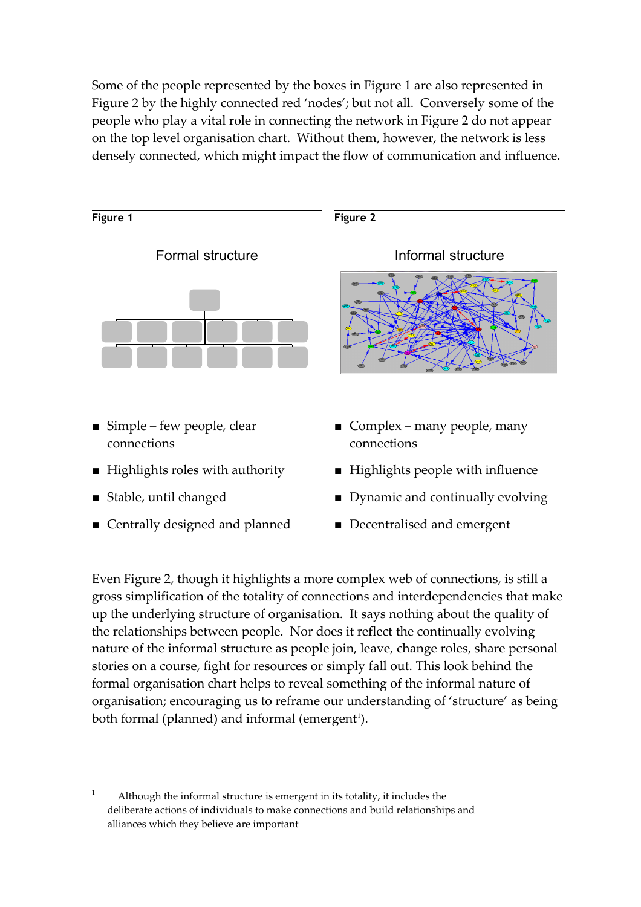Some of the people represented by the boxes in Figure 1 are also represented in Figure 2 by the highly connected red 'nodes'; but not all. Conversely some of the people who play a vital role in connecting the network in Figure 2 do not appear on the top level organisation chart. Without them, however, the network is less densely connected, which might impact the flow of communication and influence.

**Figure 1**

Formal structure

- Simple – few people, clear connections
- Highlights roles with authority
- Stable, until changed
- Centrally designed and planned

**Figure 2**

Informal structure

- Complex – many people, many connections
- Highlights people with influence
- Dynamic and continually evolving
- Decentralised and emergent

Even Figure 2, though it highlights a more complex web of connections, is still a gross simplification of the totality of connections and interdependencies that make up the underlying structure of organisation. It says nothing about the quality of the relationships between people. Nor does it reflect the continually evolving nature of the informal structure as people join, leave, change roles, share personal stories on a course, fight for resources or simply fall out. This look behind the formal organisation chart helps to reveal something of the informal nature of organisation; encouraging us to reframe our understanding of 'structure' as being both formal (planned) and informal (emergent[1]).

---

[1] Although the informal structure is emergent in its totality, it includes the deliberate actions of individuals to make connections and build relationships and alliances which they believe are important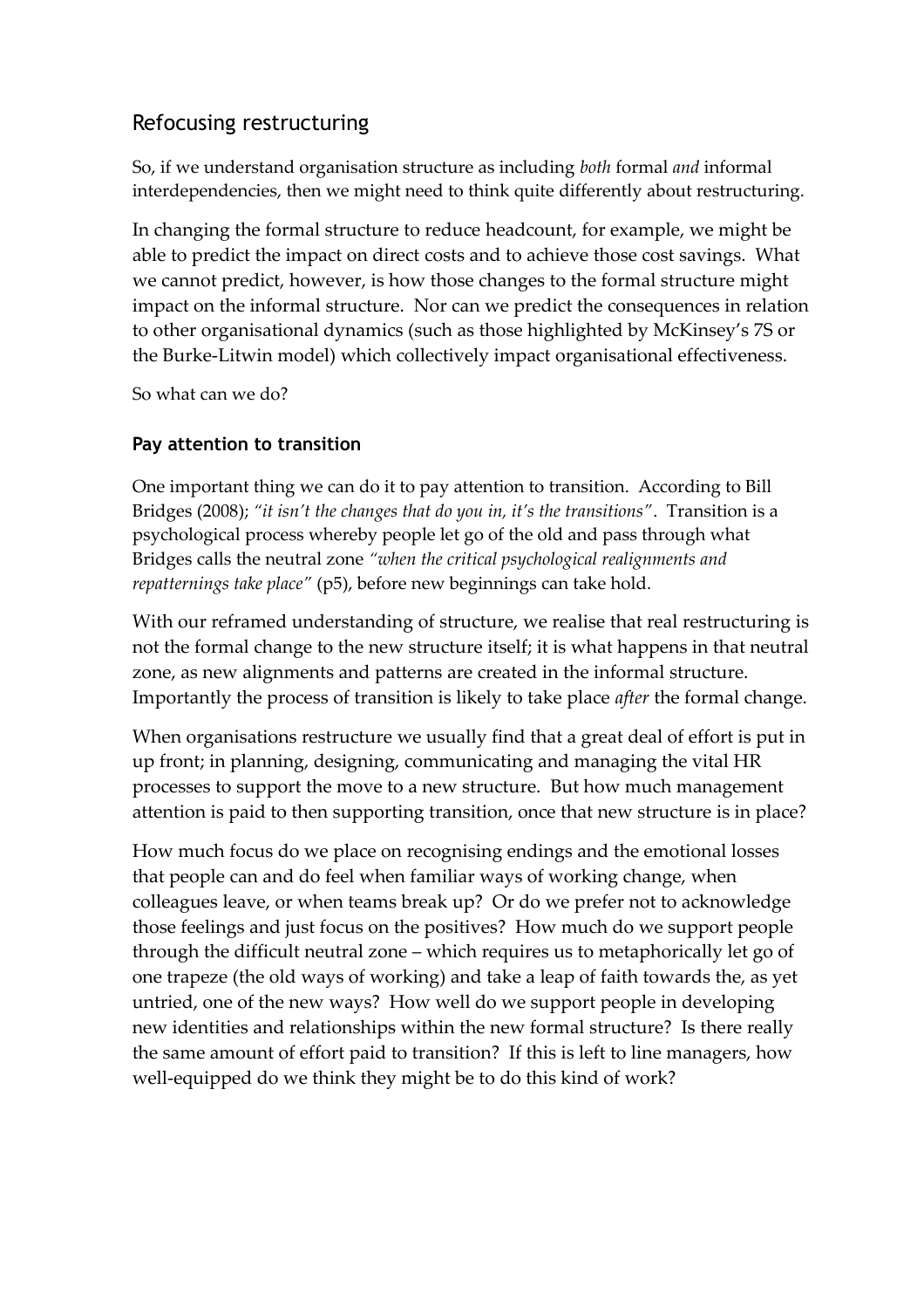## Refocusing restructuring

So, if we understand organisation structure as including *both* formal *and* informal interdependencies, then we might need to think quite differently about restructuring.

In changing the formal structure to reduce headcount, for example, we might be able to predict the impact on direct costs and to achieve those cost savings. What we cannot predict, however, is how those changes to the formal structure might impact on the informal structure. Nor can we predict the consequences in relation to other organisational dynamics (such as those highlighted by McKinsey's 7S or the Burke-Litwin model) which collectively impact organisational effectiveness.

So what can we do?

### Pay attention to transition

One important thing we can do it to pay attention to transition. According to Bill Bridges (2008); *"it isn't the changes that do you in, it's the transitions"*. Transition is a psychological process whereby people let go of the old and pass through what Bridges calls the neutral zone *"when the critical psychological realignments and repatternings take place"* (p5), before new beginnings can take hold.

With our reframed understanding of structure, we realise that real restructuring is not the formal change to the new structure itself; it is what happens in that neutral zone, as new alignments and patterns are created in the informal structure. Importantly the process of transition is likely to take place *after* the formal change.

When organisations restructure we usually find that a great deal of effort is put in up front; in planning, designing, communicating and managing the vital HR processes to support the move to a new structure. But how much management attention is paid to then supporting transition, once that new structure is in place?

How much focus do we place on recognising endings and the emotional losses that people can and do feel when familiar ways of working change, when colleagues leave, or when teams break up? Or do we prefer not to acknowledge those feelings and just focus on the positives? How much do we support people through the difficult neutral zone – which requires us to metaphorically let go of one trapeze (the old ways of working) and take a leap of faith towards the, as yet untried, one of the new ways? How well do we support people in developing new identities and relationships within the new formal structure? Is there really the same amount of effort paid to transition? If this is left to line managers, how well-equipped do we think they might be to do this kind of work?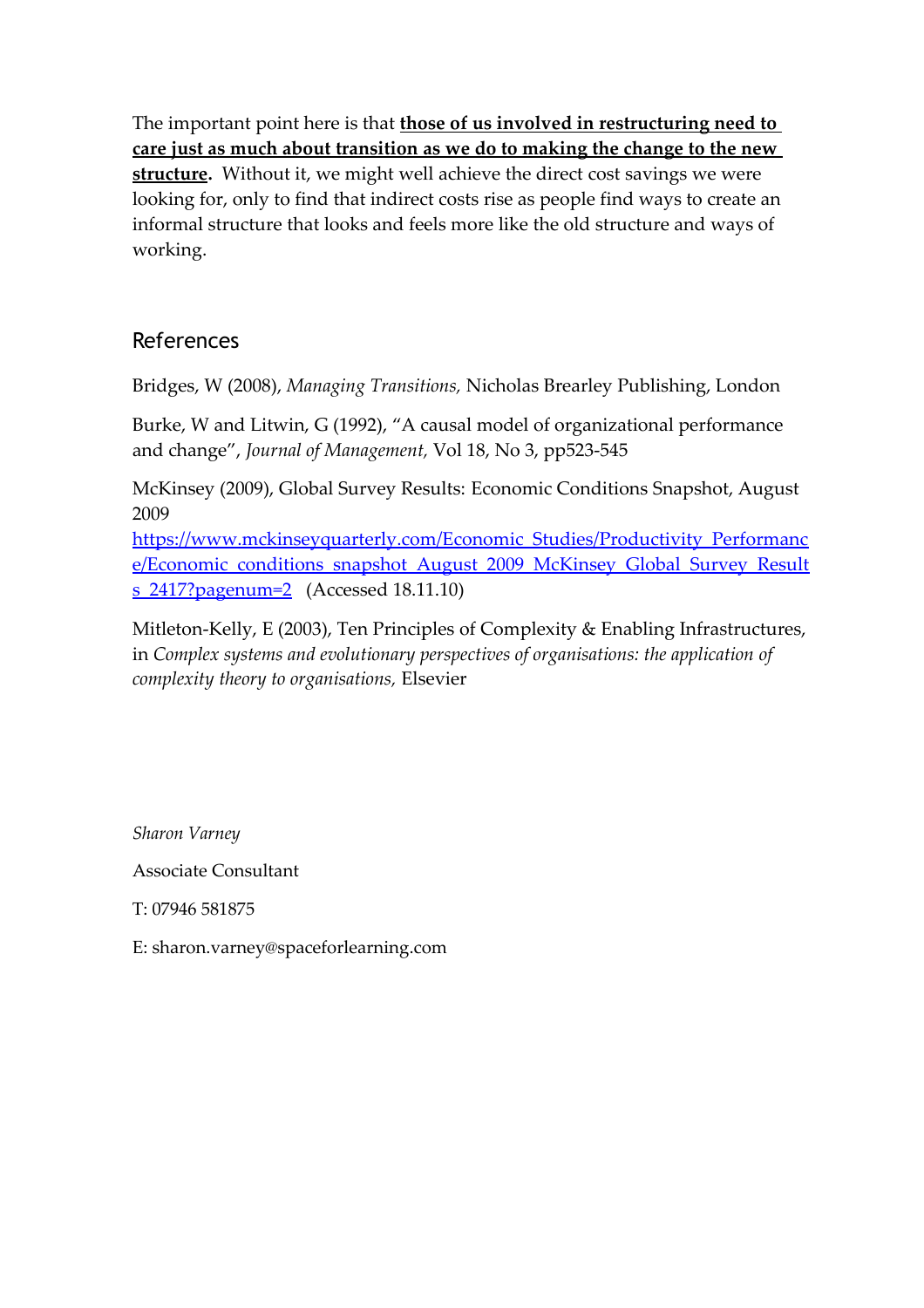The important point here is that **those of us involved in restructuring need to care just as much about transition as we do to making the change to the new structure.** Without it, we might well achieve the direct cost savings we were looking for, only to find that indirect costs rise as people find ways to create an informal structure that looks and feels more like the old structure and ways of working.

## References

Bridges, W (2008), *Managing Transitions,* Nicholas Brearley Publishing, London

Burke, W and Litwin, G (1992), "A causal model of organizational performance and change", *Journal of Management,* Vol 18, No 3, pp523-545

McKinsey (2009), Global Survey Results: Economic Conditions Snapshot, August 2009 https://www.mckinseyquarterly.com/Economic_Studies/Productivity_Performance/Economic_conditions_snapshot_August_2009_McKinsey_Global_Survey_Results_2417?pagenum=2 (Accessed 18.11.10)

Mitleton-Kelly, E (2003), Ten Principles of Complexity & Enabling Infrastructures, in *Complex systems and evolutionary perspectives of organisations: the application of complexity theory to organisations,* Elsevier

*Sharon Varney*

Associate Consultant

T: 07946 581875

E: sharon.varney@spaceforlearning.com